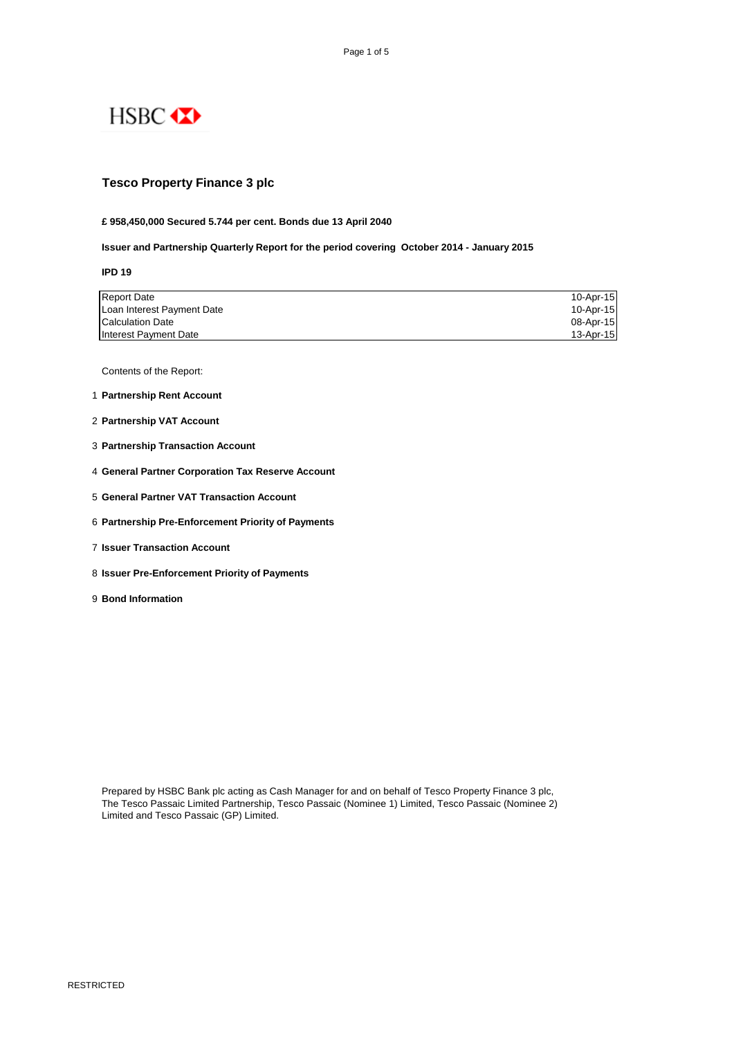HSBC

# Tesco Property Finance 3 plc

**£ 958,450,000 Secured 5.744 per cent. Bonds due 13 April 2040**

**Issuer and Partnership Quarterly Report for the period covering October 2014 - January 2015**

**IPD 19**

| | |
|---|---|
| Report Date | 10-Apr-15 |
| Loan Interest Payment Date | 10-Apr-15 |
| Calculation Date | 08-Apr-15 |
| Interest Payment Date | 13-Apr-15 |

Contents of the Report:

1. **Partnership Rent Account**
2. **Partnership VAT Account**
3. **Partnership Transaction Account**
4. **General Partner Corporation Tax Reserve Account**
5. **General Partner VAT Transaction Account**
6. **Partnership Pre-Enforcement Priority of Payments**
7. **Issuer Transaction Account**
8. **Issuer Pre-Enforcement Priority of Payments**
9. **Bond Information**

Prepared by HSBC Bank plc acting as Cash Manager for and on behalf of Tesco Property Finance 3 plc, The Tesco Passaic Limited Partnership, Tesco Passaic (Nominee 1) Limited, Tesco Passaic (Nominee 2) Limited and Tesco Passaic (GP) Limited.

RESTRICTED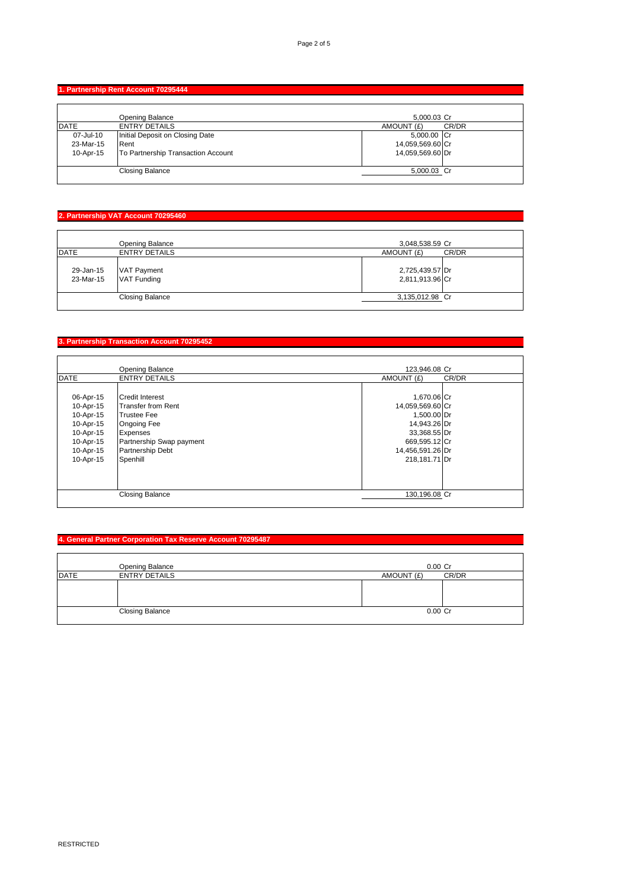## 1. Partnership Rent Account 70295444

| DATE | ENTRY DETAILS | AMOUNT (£) | CR/DR |
|---|---|---|---|
| | Opening Balance | 5,000.03 | Cr |
| 07-Jul-10 | Initial Deposit on Closing Date | 5,000.00 | Cr |
| 23-Mar-15 | Rent | 14,059,569.60 | Cr |
| 10-Apr-15 | To Partnership Transaction Account | 14,059,569.60 | Dr |
| | Closing Balance | 5,000.03 | Cr |

## 2. Partnership VAT Account 70295460

| DATE | ENTRY DETAILS | AMOUNT (£) | CR/DR |
|---|---|---|---|
| | Opening Balance | 3,048,538.59 | Cr |
| 29-Jan-15 | VAT Payment | 2,725,439.57 | Dr |
| 23-Mar-15 | VAT Funding | 2,811,913.96 | Cr |
| | Closing Balance | 3,135,012.98 | Cr |

## 3. Partnership Transaction Account 70295452

| DATE | ENTRY DETAILS | AMOUNT (£) | CR/DR |
|---|---|---|---|
| | Opening Balance | 123,946.08 | Cr |
| 06-Apr-15 | Credit Interest | 1,670.06 | Cr |
| 10-Apr-15 | Transfer from Rent | 14,059,569.60 | Cr |
| 10-Apr-15 | Trustee Fee | 1,500.00 | Dr |
| 10-Apr-15 | Ongoing Fee | 14,943.26 | Dr |
| 10-Apr-15 | Expenses | 33,368.55 | Dr |
| 10-Apr-15 | Partnership Swap payment | 669,595.12 | Cr |
| 10-Apr-15 | Partnership Debt | 14,456,591.26 | Dr |
| 10-Apr-15 | Spenhill | 218,181.71 | Dr |
| | Closing Balance | 130,196.08 | Cr |

## 4. General Partner Corporation Tax Reserve Account 70295487

| DATE | ENTRY DETAILS | AMOUNT (£) | CR/DR |
|---|---|---|---|
| | Opening Balance | 0.00 | Cr |
| | Closing Balance | 0.00 | Cr |

RESTRICTED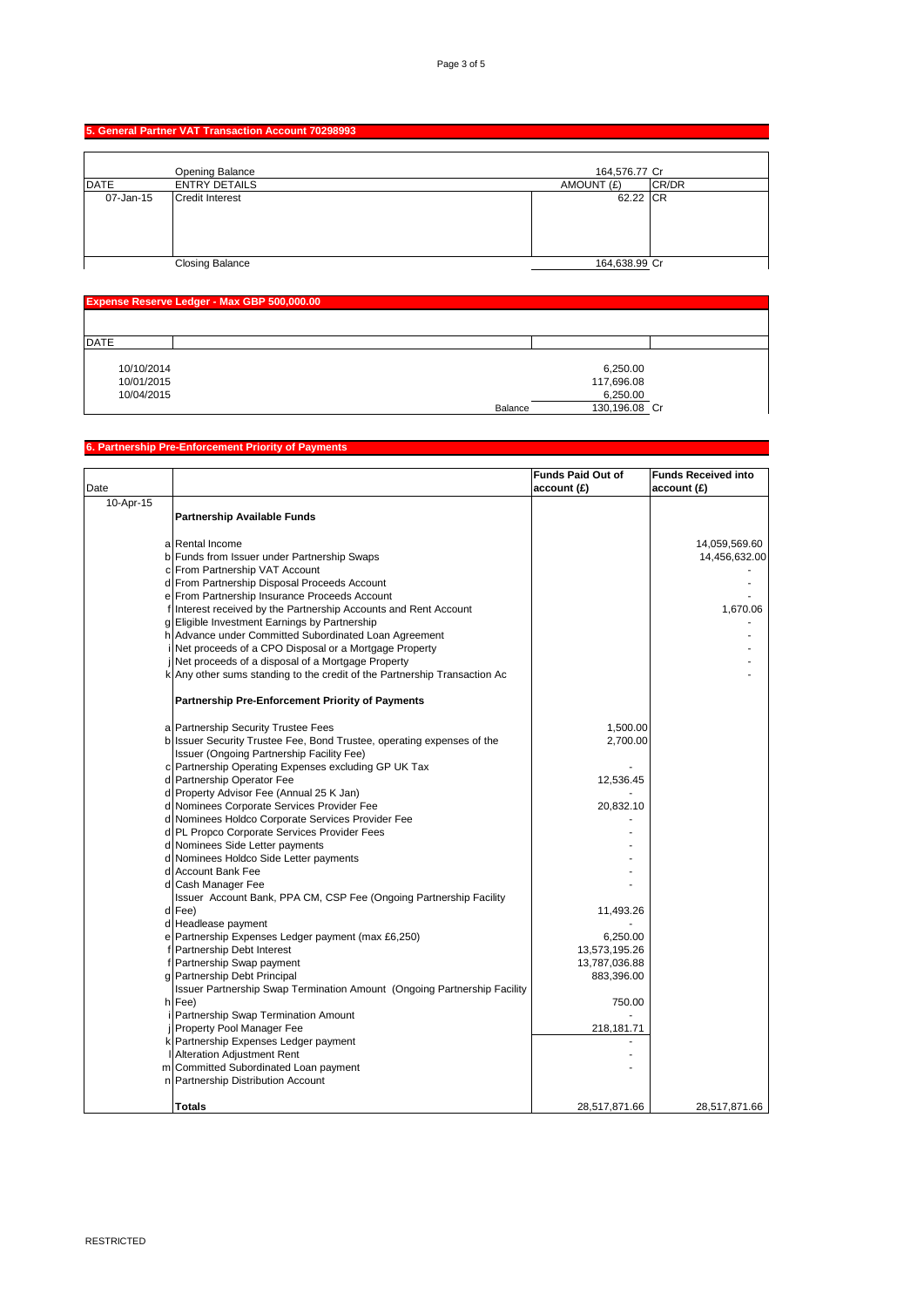## 5. General Partner VAT Transaction Account 70298993

| DATE | ENTRY DETAILS | AMOUNT (£) | CR/DR |
|---|---|---|---|
| | Opening Balance | 164,576.77 | Cr |
| 07-Jan-15 | Credit Interest | 62.22 | CR |
| | Closing Balance | 164,638.99 | Cr |

## Expense Reserve Ledger - Max GBP 500,000.00

| DATE | | | |
|---|---|---|---|
| 10/10/2014 | | 6,250.00 | |
| 10/01/2015 | | 117,696.08 | |
| 10/04/2015 | | 6,250.00 | |
| | Balance | 130,196.08 | Cr |

## 6. Partnership Pre-Enforcement Priority of Payments

| Date | | | Funds Paid Out of account (£) | Funds Received into account (£) |
|---|---|---|---|---|
| 10-Apr-15 | | **Partnership Available Funds** | | |
| | a | Rental Income | | 14,059,569.60 |
| | b | Funds from Issuer under Partnership Swaps | | 14,456,632.00 |
| | c | From Partnership VAT Account | | - |
| | d | From Partnership Disposal Proceeds Account | | - |
| | e | From Partnership Insurance Proceeds Account | | - |
| | f | Interest received by the Partnership Accounts and Rent Account | | 1,670.06 |
| | g | Eligible Investment Earnings by Partnership | | - |
| | h | Advance under Committed Subordinated Loan Agreement | | - |
| | i | Net proceeds of a CPO Disposal or a Mortgage Property | | - |
| | j | Net proceeds of a disposal of a Mortgage Property | | - |
| | k | Any other sums standing to the credit of the Partnership Transaction Ac | | - |
| | | **Partnership Pre-Enforcement Priority of Payments** | | |
| | a | Partnership Security Trustee Fees | 1,500.00 | |
| | b | Issuer Security Trustee Fee, Bond Trustee, operating expenses of the Issuer (Ongoing Partnership Facility Fee) | 2,700.00 | |
| | c | Partnership Operating Expenses excluding GP UK Tax | - | |
| | d | Partnership Operator Fee | 12,536.45 | |
| | d | Property Advisor Fee (Annual 25 K Jan) | - | |
| | d | Nominees Corporate Services Provider Fee | 20,832.10 | |
| | d | Nominees Holdco Corporate Services Provider Fee | - | |
| | d | PL Propco Corporate Services Provider Fees | - | |
| | d | Nominees Side Letter payments | - | |
| | d | Nominees Holdco Side Letter payments | - | |
| | d | Account Bank Fee | - | |
| | d | Cash Manager Fee | - | |
| | d | Issuer Account Bank, PPA CM, CSP Fee (Ongoing Partnership Facility Fee) | 11,493.26 | |
| | d | Headlease payment | - | |
| | e | Partnership Expenses Ledger payment (max £6,250) | 6,250.00 | |
| | f | Partnership Debt Interest | 13,573,195.26 | |
| | f | Partnership Swap payment | 13,787,036.88 | |
| | g | Partnership Debt Principal | 883,396.00 | |
| | h | Issuer Partnership Swap Termination Amount (Ongoing Partnership Facility Fee) | 750.00 | |
| | i | Partnership Swap Termination Amount | - | |
| | j | Property Pool Manager Fee | 218,181.71 | |
| | k | Partnership Expenses Ledger payment | - | |
| | l | Alteration Adjustment Rent | - | |
| | m | Committed Subordinated Loan payment | - | |
| | n | Partnership Distribution Account | | |
| | | **Totals** | 28,517,871.66 | 28,517,871.66 |

RESTRICTED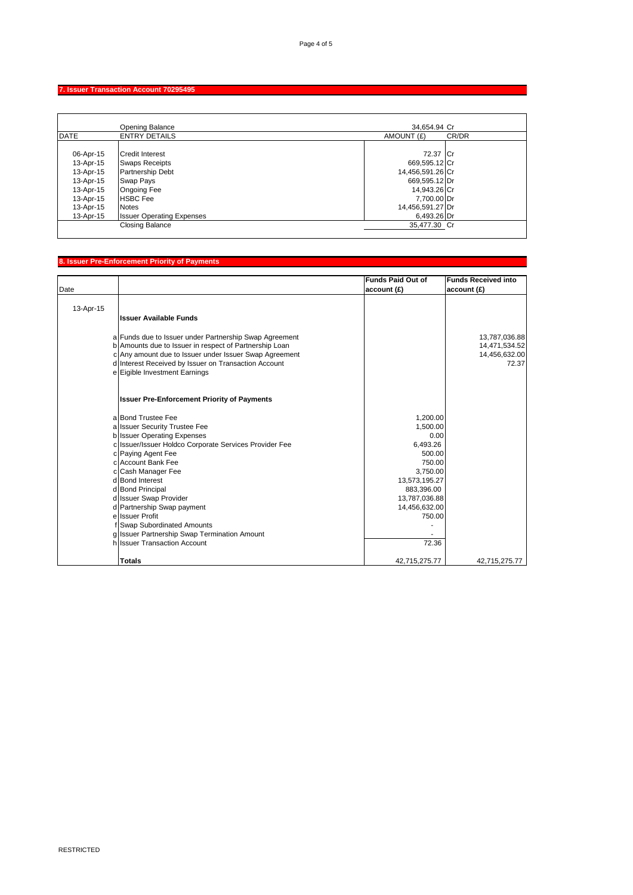## 7. Issuer Transaction Account 70295495

| DATE | ENTRY DETAILS | AMOUNT (£) | CR/DR |
|---|---|---|---|
| | Opening Balance | 34,654.94 | Cr |
| 06-Apr-15 | Credit Interest | 72.37 | Cr |
| 13-Apr-15 | Swaps Receipts | 669,595.12 | Cr |
| 13-Apr-15 | Partnership Debt | 14,456,591.26 | Cr |
| 13-Apr-15 | Swap Pays | 669,595.12 | Dr |
| 13-Apr-15 | Ongoing Fee | 14,943.26 | Cr |
| 13-Apr-15 | HSBC Fee | 7,700.00 | Dr |
| 13-Apr-15 | Notes | 14,456,591.27 | Dr |
| 13-Apr-15 | Issuer Operating Expenses | 6,493.26 | Dr |
| | Closing Balance | 35,477.30 | Cr |

## 8. Issuer Pre-Enforcement Priority of Payments

| Date | | | Funds Paid Out of account (£) | Funds Received into account (£) |
|---|---|---|---|---|
| 13-Apr-15 | | **Issuer Available Funds** | | |
| | a | Funds due to Issuer under Partnership Swap Agreement | | 13,787,036.88 |
| | b | Amounts due to Issuer in respect of Partnership Loan | | 14,471,534.52 |
| | c | Any amount due to Issuer under Issuer Swap Agreement | | 14,456,632.00 |
| | d | Interest Received by Issuer on Transaction Account | | 72.37 |
| | e | Eigible Investment Earnings | | |
| | | **Issuer Pre-Enforcement Priority of Payments** | | |
| | a | Bond Trustee Fee | 1,200.00 | |
| | a | Issuer Security Trustee Fee | 1,500.00 | |
| | b | Issuer Operating Expenses | 0.00 | |
| | c | Issuer/Issuer Holdco Corporate Services Provider Fee | 6,493.26 | |
| | c | Paying Agent Fee | 500.00 | |
| | c | Account Bank Fee | 750.00 | |
| | c | Cash Manager Fee | 3,750.00 | |
| | d | Bond Interest | 13,573,195.27 | |
| | d | Bond Principal | 883,396.00 | |
| | d | Issuer Swap Provider | 13,787,036.88 | |
| | d | Partnership Swap payment | 14,456,632.00 | |
| | e | Issuer Profit | 750.00 | |
| | f | Swap Subordinated Amounts | - | |
| | g | Issuer Partnership Swap Termination Amount | - | |
| | h | Issuer Transaction Account | 72.36 | |
| | | **Totals** | 42,715,275.77 | 42,715,275.77 |

RESTRICTED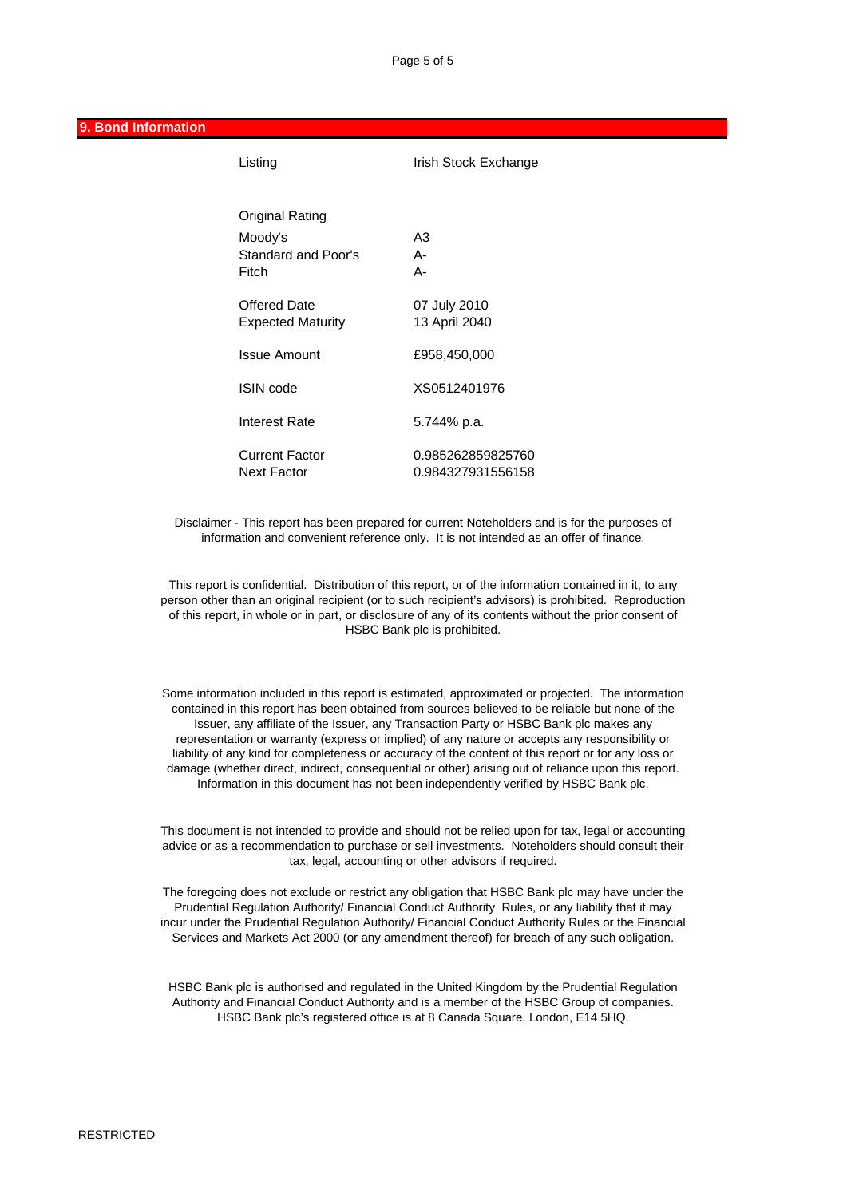## 9. Bond Information

| | |
|---|---|
| Listing | Irish Stock Exchange |
| Original Rating | |
| Moody's | A3 |
| Standard and Poor's | A- |
| Fitch | A- |
| Offered Date | 07 July 2010 |
| Expected Maturity | 13 April 2040 |
| Issue Amount | £958,450,000 |
| ISIN code | XS0512401976 |
| Interest Rate | 5.744% p.a. |
| Current Factor | 0.985262859825760 |
| Next Factor | 0.984327931556158 |

Disclaimer - This report has been prepared for current Noteholders and is for the purposes of information and convenient reference only. It is not intended as an offer of finance.

This report is confidential. Distribution of this report, or of the information contained in it, to any person other than an original recipient (or to such recipient's advisors) is prohibited. Reproduction of this report, in whole or in part, or disclosure of any of its contents without the prior consent of HSBC Bank plc is prohibited.

Some information included in this report is estimated, approximated or projected. The information contained in this report has been obtained from sources believed to be reliable but none of the Issuer, any affiliate of the Issuer, any Transaction Party or HSBC Bank plc makes any representation or warranty (express or implied) of any nature or accepts any responsibility or liability of any kind for completeness or accuracy of the content of this report or for any loss or damage (whether direct, indirect, consequential or other) arising out of reliance upon this report. Information in this document has not been independently verified by HSBC Bank plc.

This document is not intended to provide and should not be relied upon for tax, legal or accounting advice or as a recommendation to purchase or sell investments. Noteholders should consult their tax, legal, accounting or other advisors if required.

The foregoing does not exclude or restrict any obligation that HSBC Bank plc may have under the Prudential Regulation Authority/ Financial Conduct Authority Rules, or any liability that it may incur under the Prudential Regulation Authority/ Financial Conduct Authority Rules or the Financial Services and Markets Act 2000 (or any amendment thereof) for breach of any such obligation.

HSBC Bank plc is authorised and regulated in the United Kingdom by the Prudential Regulation Authority and Financial Conduct Authority and is a member of the HSBC Group of companies. HSBC Bank plc's registered office is at 8 Canada Square, London, E14 5HQ.

RESTRICTED